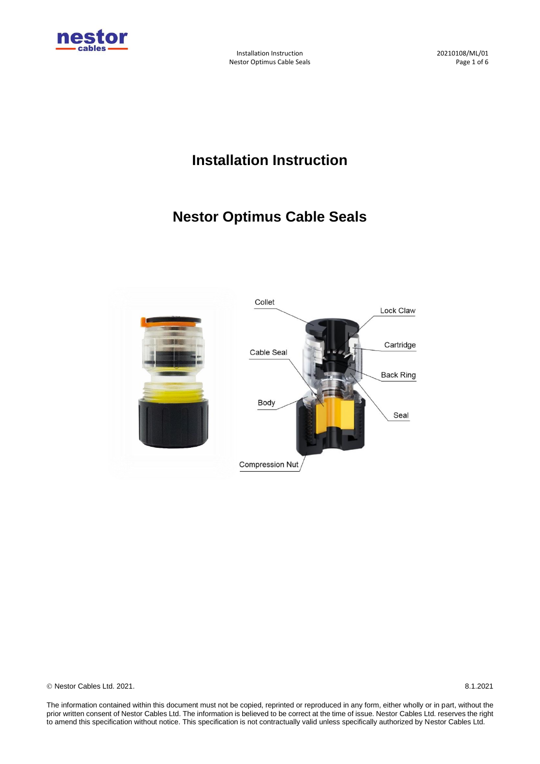# Installation Instruction

# Nestor Optimus Cable Seals

Collet

Lock Claw

Cable Seal

Cartridge

Back Ring

Body

Seal

Compression Nut

© Nestor Cables Ltd. 2021.

8.1.2021

The information contained within this document must not be copied, reprinted or reproduced in any form, either wholly or in part, without the prior written consent of Nestor Cables Ltd. The information is believed to be correct at the time of issue. Nestor Cables Ltd. reserves the right to amend this specification without notice. This specification is not contractually valid unless specifically authorized by Nestor Cables Ltd.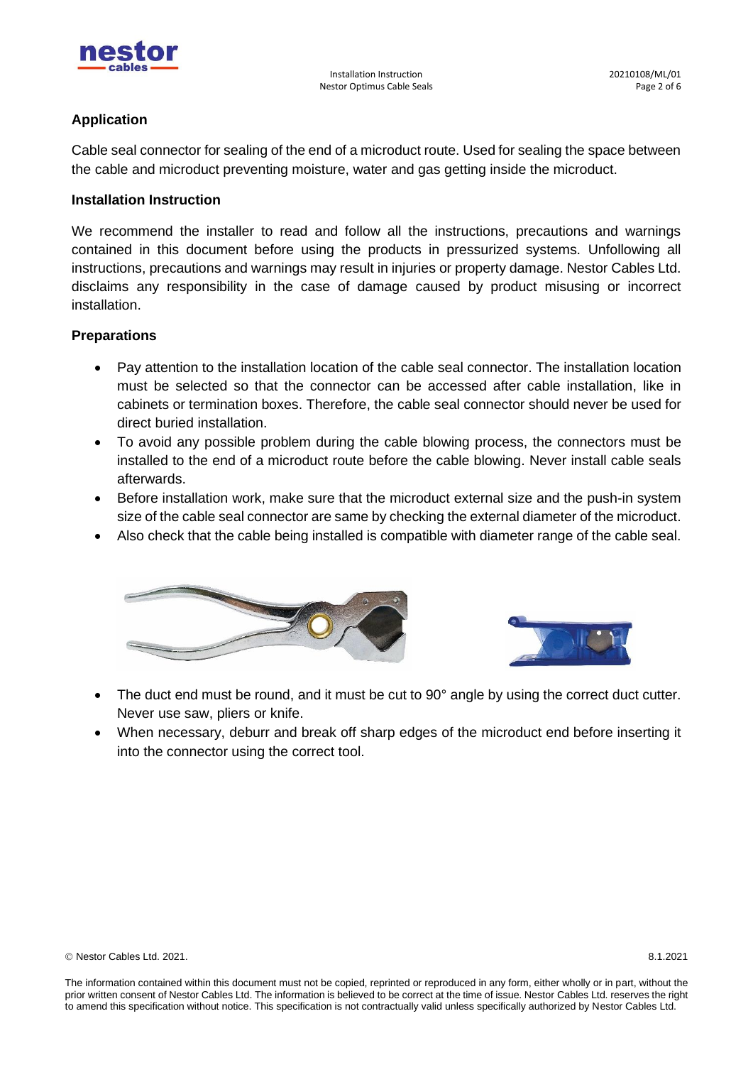## Application

Cable seal connector for sealing of the end of a microduct route. Used for sealing the space between the cable and microduct preventing moisture, water and gas getting inside the microduct.

### Installation Instruction

We recommend the installer to read and follow all the instructions, precautions and warnings contained in this document before using the products in pressurized systems. Unfollowing all instructions, precautions and warnings may result in injuries or property damage. Nestor Cables Ltd. disclaims any responsibility in the case of damage caused by product misusing or incorrect installation.

### Preparations

- Pay attention to the installation location of the cable seal connector. The installation location must be selected so that the connector can be accessed after cable installation, like in cabinets or termination boxes. Therefore, the cable seal connector should never be used for direct buried installation.
- To avoid any possible problem during the cable blowing process, the connectors must be installed to the end of a microduct route before the cable blowing. Never install cable seals afterwards.
- Before installation work, make sure that the microduct external size and the push-in system size of the cable seal connector are same by checking the external diameter of the microduct.
- Also check that the cable being installed is compatible with diameter range of the cable seal.
- The duct end must be round, and it must be cut to 90° angle by using the correct duct cutter. Never use saw, pliers or knife.
- When necessary, deburr and break off sharp edges of the microduct end before inserting it into the connector using the correct tool.

© Nestor Cables Ltd. 2021. 8.1.2021

The information contained within this document must not be copied, reprinted or reproduced in any form, either wholly or in part, without the prior written consent of Nestor Cables Ltd. The information is believed to be correct at the time of issue. Nestor Cables Ltd. reserves the right to amend this specification without notice. This specification is not contractually valid unless specifically authorized by Nestor Cables Ltd.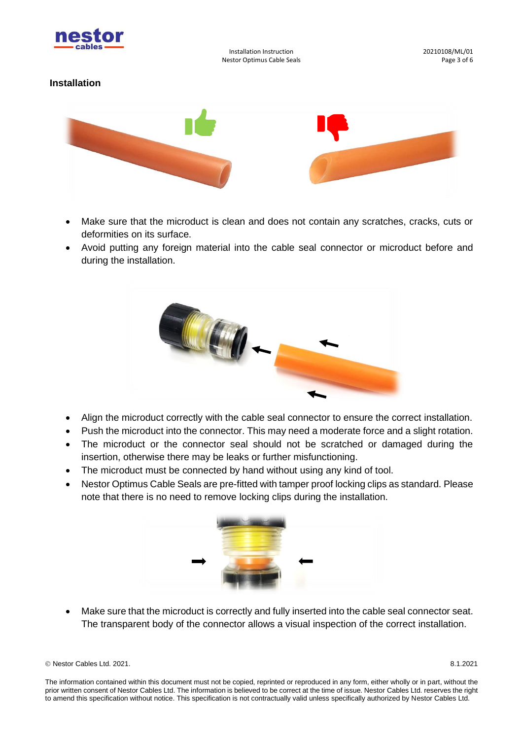## Installation

- Make sure that the microduct is clean and does not contain any scratches, cracks, cuts or deformities on its surface.
- Avoid putting any foreign material into the cable seal connector or microduct before and during the installation.

- Align the microduct correctly with the cable seal connector to ensure the correct installation.
- Push the microduct into the connector. This may need a moderate force and a slight rotation.
- The microduct or the connector seal should not be scratched or damaged during the insertion, otherwise there may be leaks or further misfunctioning.
- The microduct must be connected by hand without using any kind of tool.
- Nestor Optimus Cable Seals are pre-fitted with tamper proof locking clips as standard. Please note that there is no need to remove locking clips during the installation.

- Make sure that the microduct is correctly and fully inserted into the cable seal connector seat. The transparent body of the connector allows a visual inspection of the correct installation.

© Nestor Cables Ltd. 2021. 8.1.2021

The information contained within this document must not be copied, reprinted or reproduced in any form, either wholly or in part, without the prior written consent of Nestor Cables Ltd. The information is believed to be correct at the time of issue. Nestor Cables Ltd. reserves the right to amend this specification without notice. This specification is not contractually valid unless specifically authorized by Nestor Cables Ltd.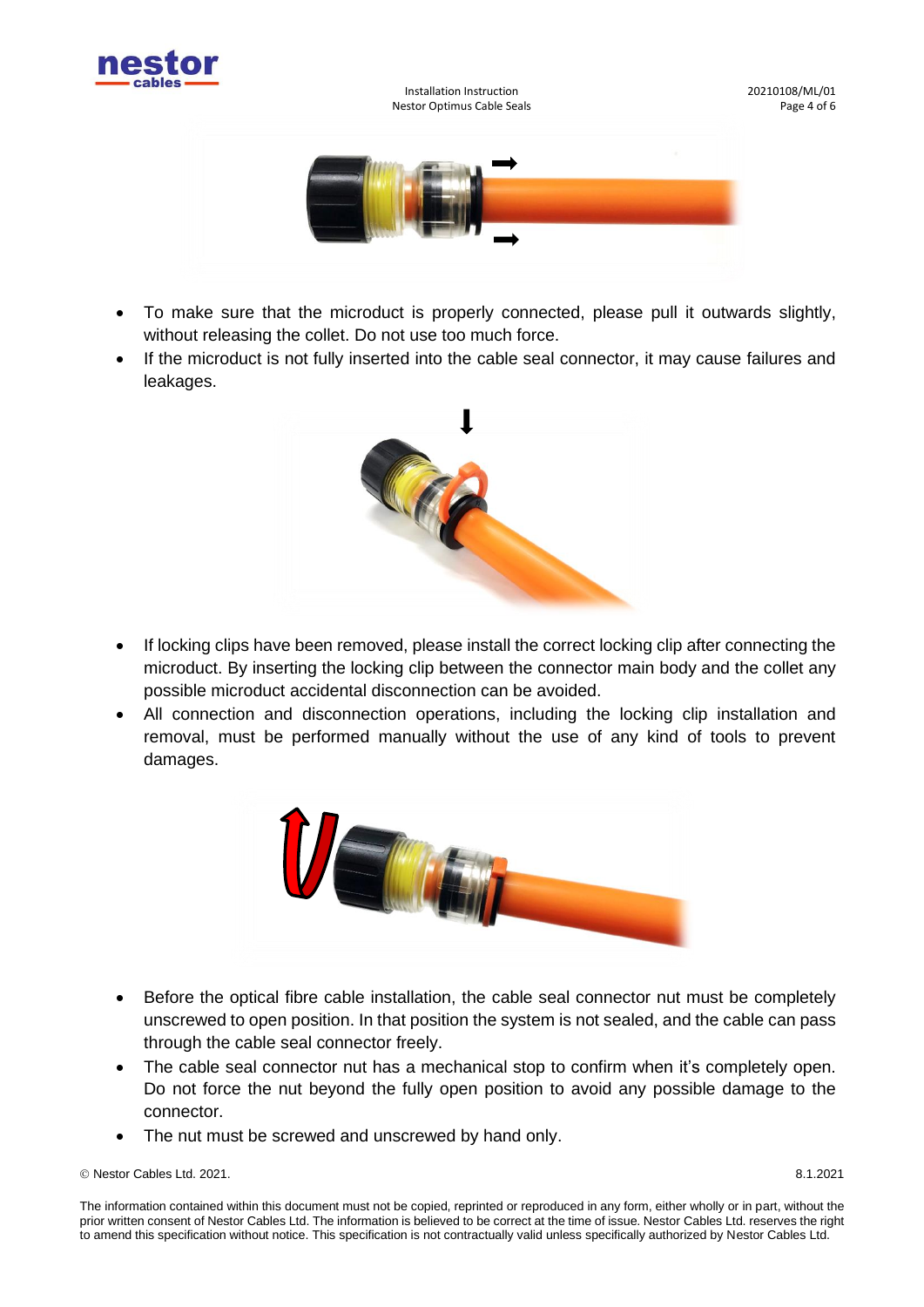- To make sure that the microduct is properly connected, please pull it outwards slightly, without releasing the collet. Do not use too much force.
- If the microduct is not fully inserted into the cable seal connector, it may cause failures and leakages.

- If locking clips have been removed, please install the correct locking clip after connecting the microduct. By inserting the locking clip between the connector main body and the collet any possible microduct accidental disconnection can be avoided.
- All connection and disconnection operations, including the locking clip installation and removal, must be performed manually without the use of any kind of tools to prevent damages.

- Before the optical fibre cable installation, the cable seal connector nut must be completely unscrewed to open position. In that position the system is not sealed, and the cable can pass through the cable seal connector freely.
- The cable seal connector nut has a mechanical stop to confirm when it's completely open. Do not force the nut beyond the fully open position to avoid any possible damage to the connector.
- The nut must be screwed and unscrewed by hand only.

© Nestor Cables Ltd. 2021.

8.1.2021

The information contained within this document must not be copied, reprinted or reproduced in any form, either wholly or in part, without the prior written consent of Nestor Cables Ltd. The information is believed to be correct at the time of issue. Nestor Cables Ltd. reserves the right to amend this specification without notice. This specification is not contractually valid unless specifically authorized by Nestor Cables Ltd.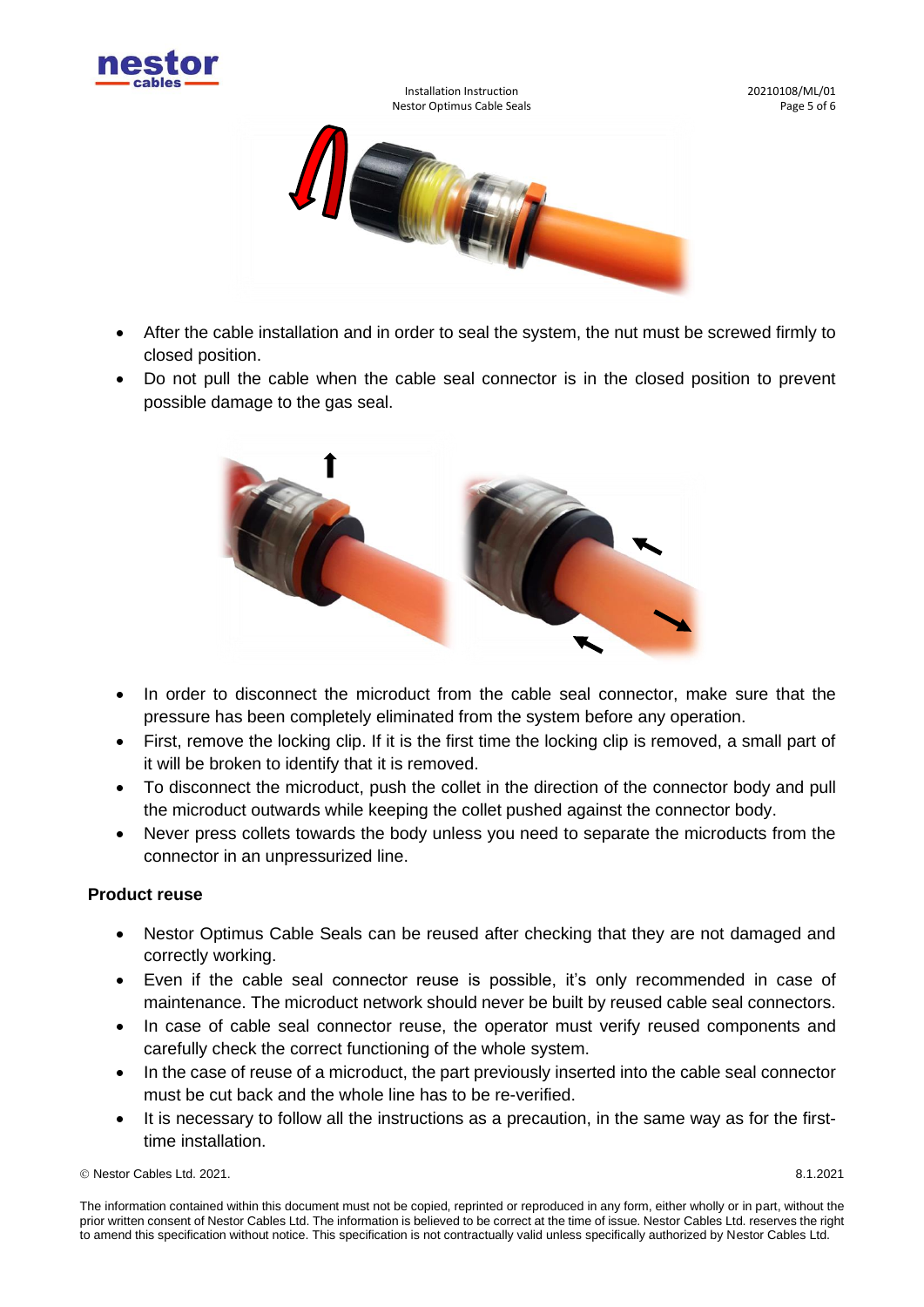- After the cable installation and in order to seal the system, the nut must be screwed firmly to closed position.
- Do not pull the cable when the cable seal connector is in the closed position to prevent possible damage to the gas seal.

- In order to disconnect the microduct from the cable seal connector, make sure that the pressure has been completely eliminated from the system before any operation.
- First, remove the locking clip. If it is the first time the locking clip is removed, a small part of it will be broken to identify that it is removed.
- To disconnect the microduct, push the collet in the direction of the connector body and pull the microduct outwards while keeping the collet pushed against the connector body.
- Never press collets towards the body unless you need to separate the microducts from the connector in an unpressurized line.

### Product reuse

- Nestor Optimus Cable Seals can be reused after checking that they are not damaged and correctly working.
- Even if the cable seal connector reuse is possible, it's only recommended in case of maintenance. The microduct network should never be built by reused cable seal connectors.
- In case of cable seal connector reuse, the operator must verify reused components and carefully check the correct functioning of the whole system.
- In the case of reuse of a microduct, the part previously inserted into the cable seal connector must be cut back and the whole line has to be re-verified.
- It is necessary to follow all the instructions as a precaution, in the same way as for the first-time installation.

© Nestor Cables Ltd. 2021. 8.1.2021

The information contained within this document must not be copied, reprinted or reproduced in any form, either wholly or in part, without the prior written consent of Nestor Cables Ltd. The information is believed to be correct at the time of issue. Nestor Cables Ltd. reserves the right to amend this specification without notice. This specification is not contractually valid unless specifically authorized by Nestor Cables Ltd.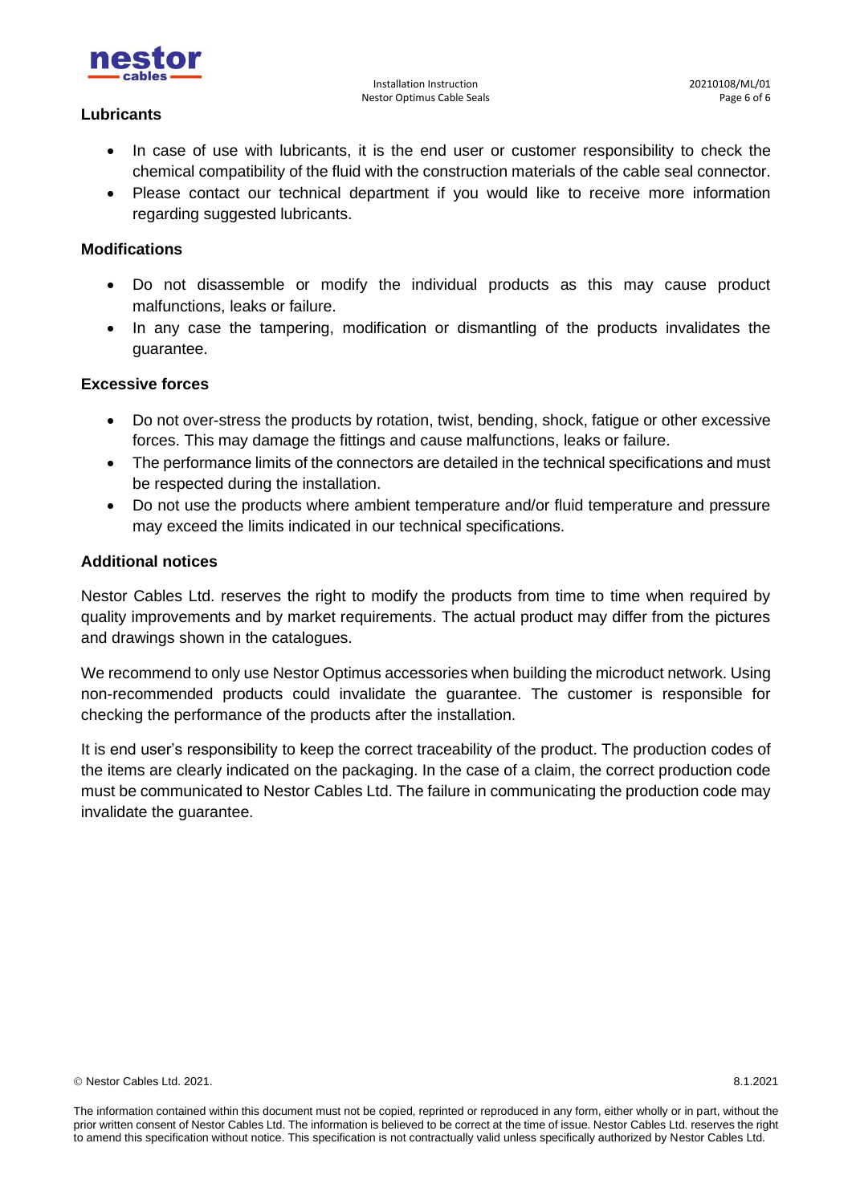## Lubricants

- In case of use with lubricants, it is the end user or customer responsibility to check the chemical compatibility of the fluid with the construction materials of the cable seal connector.
- Please contact our technical department if you would like to receive more information regarding suggested lubricants.

## Modifications

- Do not disassemble or modify the individual products as this may cause product malfunctions, leaks or failure.
- In any case the tampering, modification or dismantling of the products invalidates the guarantee.

## Excessive forces

- Do not over-stress the products by rotation, twist, bending, shock, fatigue or other excessive forces. This may damage the fittings and cause malfunctions, leaks or failure.
- The performance limits of the connectors are detailed in the technical specifications and must be respected during the installation.
- Do not use the products where ambient temperature and/or fluid temperature and pressure may exceed the limits indicated in our technical specifications.

## Additional notices

Nestor Cables Ltd. reserves the right to modify the products from time to time when required by quality improvements and by market requirements. The actual product may differ from the pictures and drawings shown in the catalogues.

We recommend to only use Nestor Optimus accessories when building the microduct network. Using non-recommended products could invalidate the guarantee. The customer is responsible for checking the performance of the products after the installation.

It is end user's responsibility to keep the correct traceability of the product. The production codes of the items are clearly indicated on the packaging. In the case of a claim, the correct production code must be communicated to Nestor Cables Ltd. The failure in communicating the production code may invalidate the guarantee.